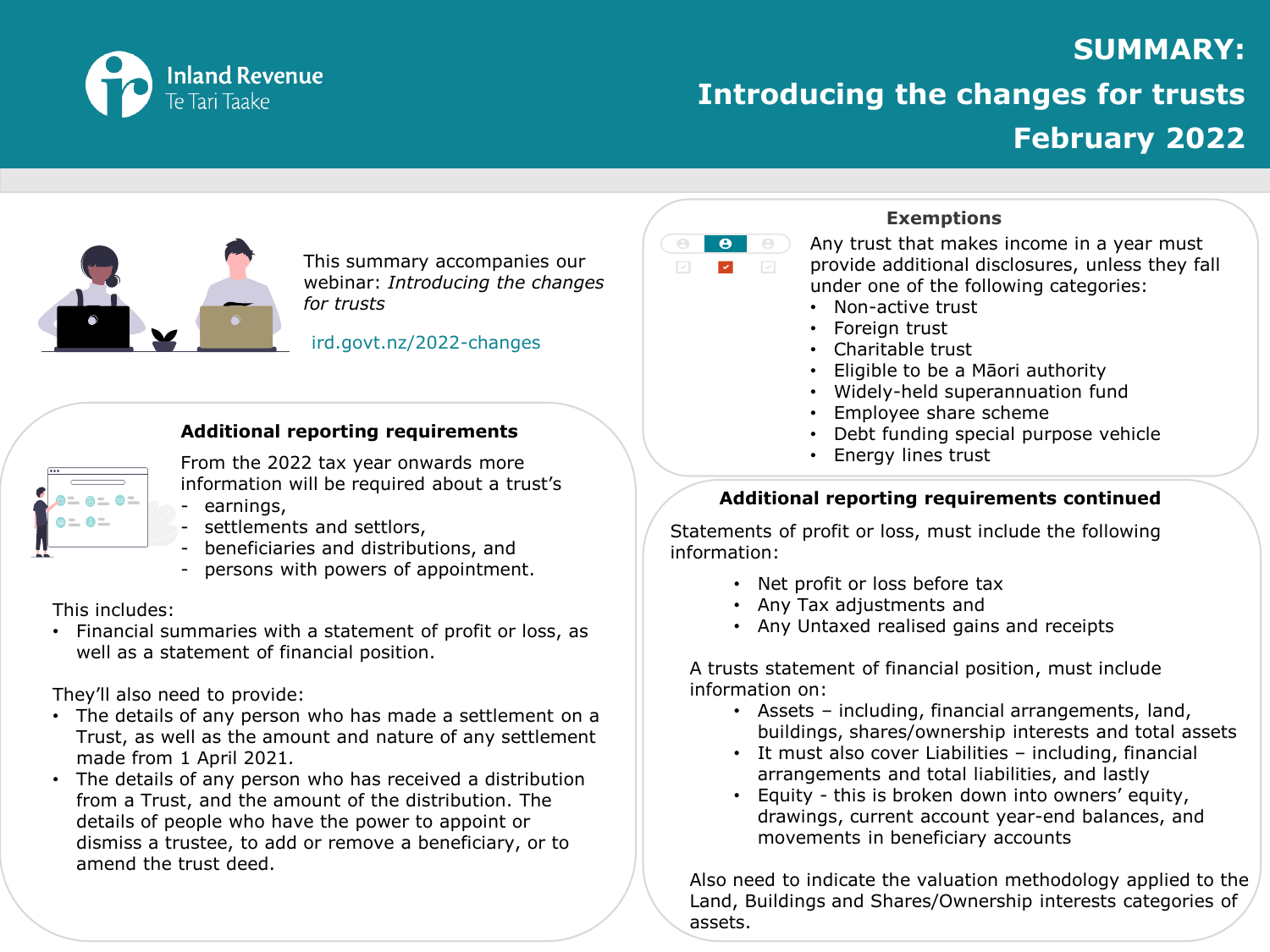Inland Revenue
Te Tari Taake

# SUMMARY: Introducing the changes for trusts February 2022

This summary accompanies our webinar: *Introducing the changes for trusts*

ird.govt.nz/2022-changes

## Additional reporting requirements

From the 2022 tax year onwards more information will be required about a trust's

- earnings,
- settlements and settlors,
- beneficiaries and distributions, and
- persons with powers of appointment.

This includes:

- Financial summaries with a statement of profit or loss, as well as a statement of financial position.

They'll also need to provide:

- The details of any person who has made a settlement on a Trust, as well as the amount and nature of any settlement made from 1 April 2021.
- The details of any person who has received a distribution from a Trust, and the amount of the distribution. The details of people who have the power to appoint or dismiss a trustee, to add or remove a beneficiary, or to amend the trust deed.

## Exemptions

Any trust that makes income in a year must provide additional disclosures, unless they fall under one of the following categories:

- Non-active trust
- Foreign trust
- Charitable trust
- Eligible to be a Māori authority
- Widely-held superannuation fund
- Employee share scheme
- Debt funding special purpose vehicle
- Energy lines trust

## Additional reporting requirements continued

Statements of profit or loss, must include the following information:

- Net profit or loss before tax
- Any Tax adjustments and
- Any Untaxed realised gains and receipts

A trusts statement of financial position, must include information on:

- Assets – including, financial arrangements, land, buildings, shares/ownership interests and total assets
- It must also cover Liabilities – including, financial arrangements and total liabilities, and lastly
- Equity - this is broken down into owners' equity, drawings, current account year-end balances, and movements in beneficiary accounts

Also need to indicate the valuation methodology applied to the Land, Buildings and Shares/Ownership interests categories of assets.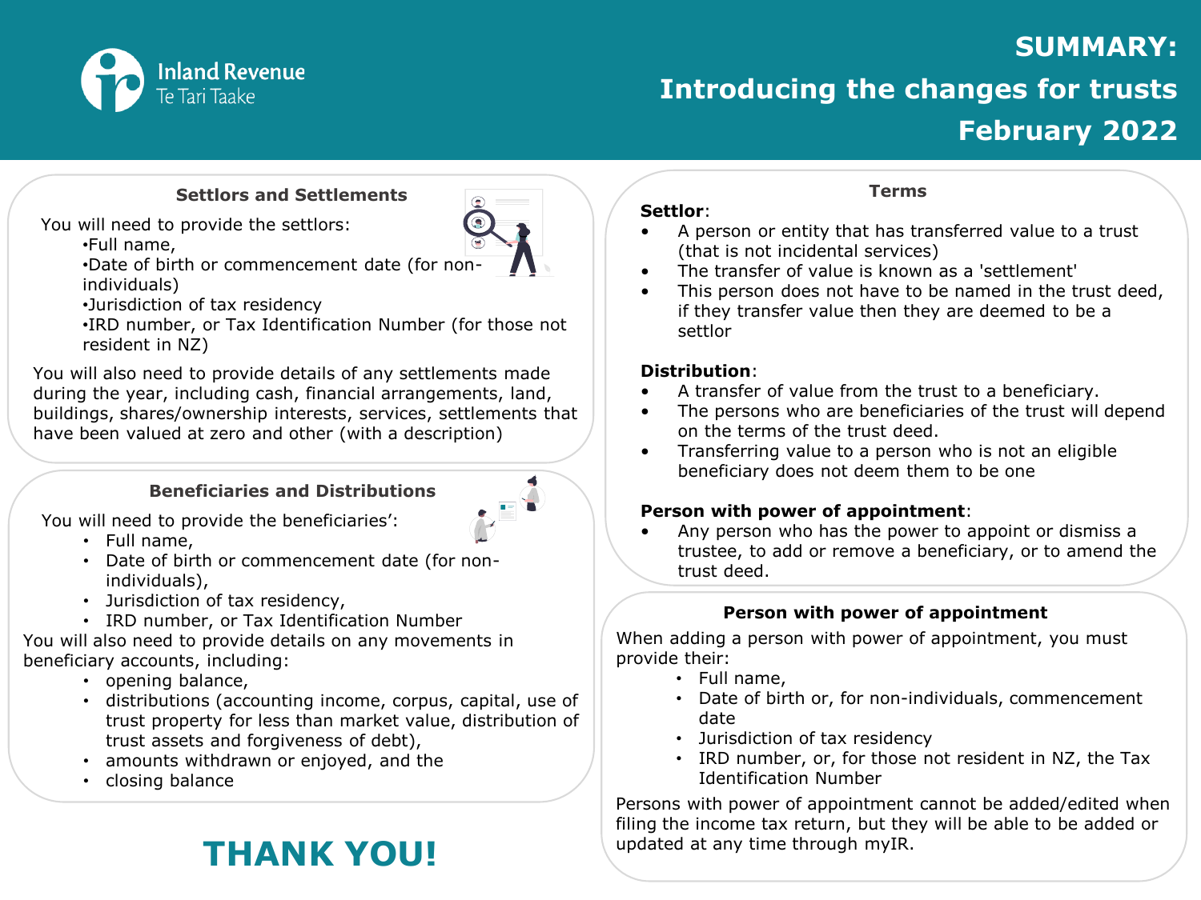Inland Revenue
Te Tari Taake

# SUMMARY: Introducing the changes for trusts February 2022

## Settlors and Settlements

You will need to provide the settlors:

- Full name,
- Date of birth or commencement date (for non-individuals)
- Jurisdiction of tax residency
- IRD number, or Tax Identification Number (for those not resident in NZ)

You will also need to provide details of any settlements made during the year, including cash, financial arrangements, land, buildings, shares/ownership interests, services, settlements that have been valued at zero and other (with a description)

## Beneficiaries and Distributions

You will need to provide the beneficiaries':

- Full name,
- Date of birth or commencement date (for non-individuals),
- Jurisdiction of tax residency,
- IRD number, or Tax Identification Number

You will also need to provide details on any movements in beneficiary accounts, including:

- opening balance,
- distributions (accounting income, corpus, capital, use of trust property for less than market value, distribution of trust assets and forgiveness of debt),
- amounts withdrawn or enjoyed, and the
- closing balance

## Terms

**Settlor**:

- A person or entity that has transferred value to a trust (that is not incidental services)
- The transfer of value is known as a 'settlement'
- This person does not have to be named in the trust deed, if they transfer value then they are deemed to be a settlor

**Distribution**:

- A transfer of value from the trust to a beneficiary.
- The persons who are beneficiaries of the trust will depend on the terms of the trust deed.
- Transferring value to a person who is not an eligible beneficiary does not deem them to be one

**Person with power of appointment**:

- Any person who has the power to appoint or dismiss a trustee, to add or remove a beneficiary, or to amend the trust deed.

## Person with power of appointment

When adding a person with power of appointment, you must provide their:

- Full name,
- Date of birth or, for non-individuals, commencement date
- Jurisdiction of tax residency
- IRD number, or, for those not resident in NZ, the Tax Identification Number

Persons with power of appointment cannot be added/edited when filing the income tax return, but they will be able to be added or updated at any time through myIR.

# THANK YOU!